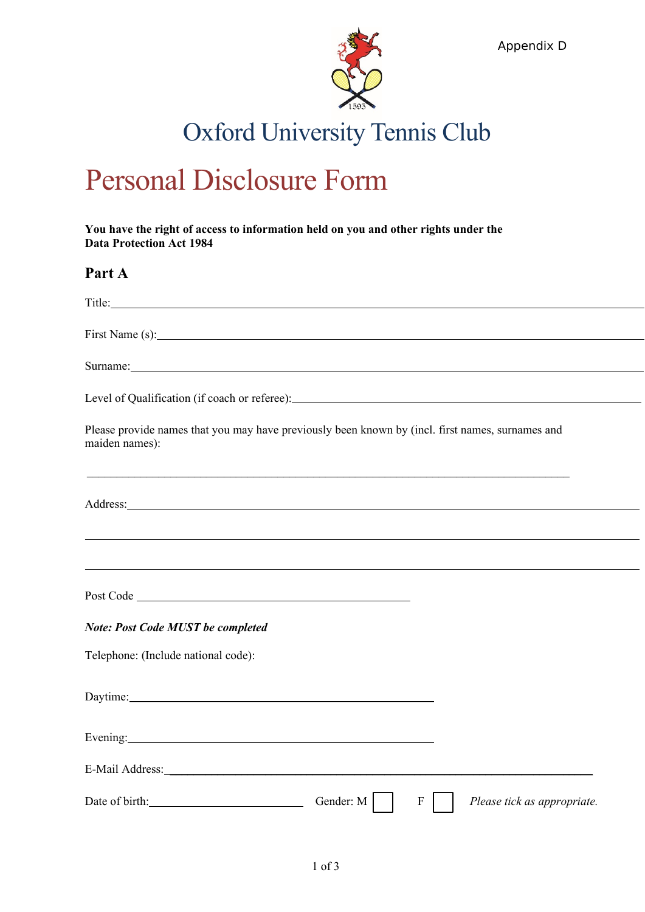Appendix D

# Oxford University Tennis Club

# Personal Disclosure Form

**You have the right of access to information held on you and other rights under the Data Protection Act 1984**

## Part A

Title:\_\_\_\_\_\_\_\_\_\_\_\_\_\_\_\_\_\_\_\_\_\_\_\_\_\_\_\_\_\_\_\_\_\_\_\_\_\_\_\_

First Name (s):\_\_\_\_\_\_\_\_\_\_\_\_\_\_\_\_\_\_\_\_\_\_\_\_\_\_\_\_\_\_\_\_\_\_\_\_\_\_\_\_

Surname:\_\_\_\_\_\_\_\_\_\_\_\_\_\_\_\_\_\_\_\_\_\_\_\_\_\_\_\_\_\_\_\_\_\_\_\_\_\_\_\_

Level of Qualification (if coach or referee):\_\_\_\_\_\_\_\_\_\_\_\_\_\_\_\_\_\_\_\_\_\_\_\_\_\_\_\_\_\_\_\_\_\_\_\_\_\_\_\_

Please provide names that you may have previously been known by (incl. first names, surnames and maiden names):

\_\_\_\_\_\_\_\_\_\_\_\_\_\_\_\_\_\_\_\_\_\_\_\_\_\_\_\_\_\_\_\_\_\_\_\_\_\_\_\_

Address:\_\_\_\_\_\_\_\_\_\_\_\_\_\_\_\_\_\_\_\_\_\_\_\_\_\_\_\_\_\_\_\_\_\_\_\_\_\_\_\_

\_\_\_\_\_\_\_\_\_\_\_\_\_\_\_\_\_\_\_\_\_\_\_\_\_\_\_\_\_\_\_\_\_\_\_\_\_\_\_\_

\_\_\_\_\_\_\_\_\_\_\_\_\_\_\_\_\_\_\_\_\_\_\_\_\_\_\_\_\_\_\_\_\_\_\_\_\_\_\_\_

Post Code \_\_\_\_\_\_\_\_\_\_\_\_\_\_\_\_\_\_\_\_\_\_\_\_\_\_\_\_\_\_

***Note: Post Code MUST be completed***

Telephone: (Include national code):

Daytime:\_\_\_\_\_\_\_\_\_\_\_\_\_\_\_\_\_\_\_\_\_\_\_\_\_\_\_\_\_\_

Evening:\_\_\_\_\_\_\_\_\_\_\_\_\_\_\_\_\_\_\_\_\_\_\_\_\_\_\_\_\_\_

E-Mail Address:\_\_\_\_\_\_\_\_\_\_\_\_\_\_\_\_\_\_\_\_\_\_\_\_\_\_\_\_\_\_\_\_\_\_\_\_\_\_\_\_

Date of birth:\_\_\_\_\_\_\_\_\_\_\_\_\_\_\_\_\_\_\_\_ Gender: M ☐ F ☐ *Please tick as appropriate.*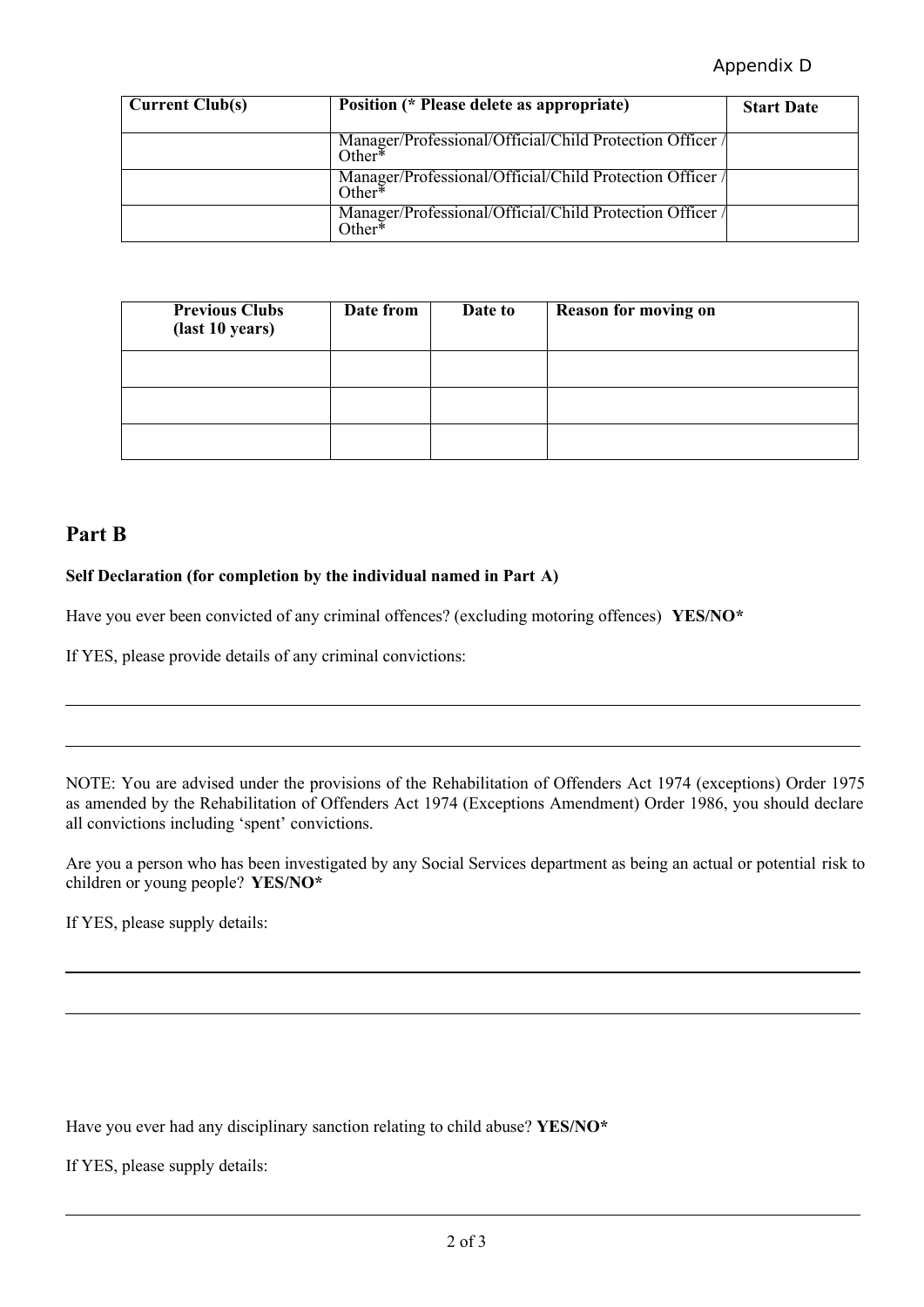Appendix D

| Current Club(s) | Position (* Please delete as appropriate) | Start Date |
|---|---|---|
| | Manager/Professional/Official/Child Protection Officer / Other* | |
| | Manager/Professional/Official/Child Protection Officer / Other* | |
| | Manager/Professional/Official/Child Protection Officer / Other* | |

| Previous Clubs (last 10 years) | Date from | Date to | Reason for moving on |
|---|---|---|---|
| | | | |
| | | | |
| | | | |

## Part B

**Self Declaration (for completion by the individual named in Part A)**

Have you ever been convicted of any criminal offences? (excluding motoring offences) **YES/NO***

If YES, please provide details of any criminal convictions:

______________________________________________________________________

______________________________________________________________________

NOTE: You are advised under the provisions of the Rehabilitation of Offenders Act 1974 (exceptions) Order 1975 as amended by the Rehabilitation of Offenders Act 1974 (Exceptions Amendment) Order 1986, you should declare all convictions including 'spent' convictions.

Are you a person who has been investigated by any Social Services department as being an actual or potential risk to children or young people? **YES/NO***

If YES, please supply details:

______________________________________________________________________

______________________________________________________________________

Have you ever had any disciplinary sanction relating to child abuse? **YES/NO***

If YES, please supply details:

______________________________________________________________________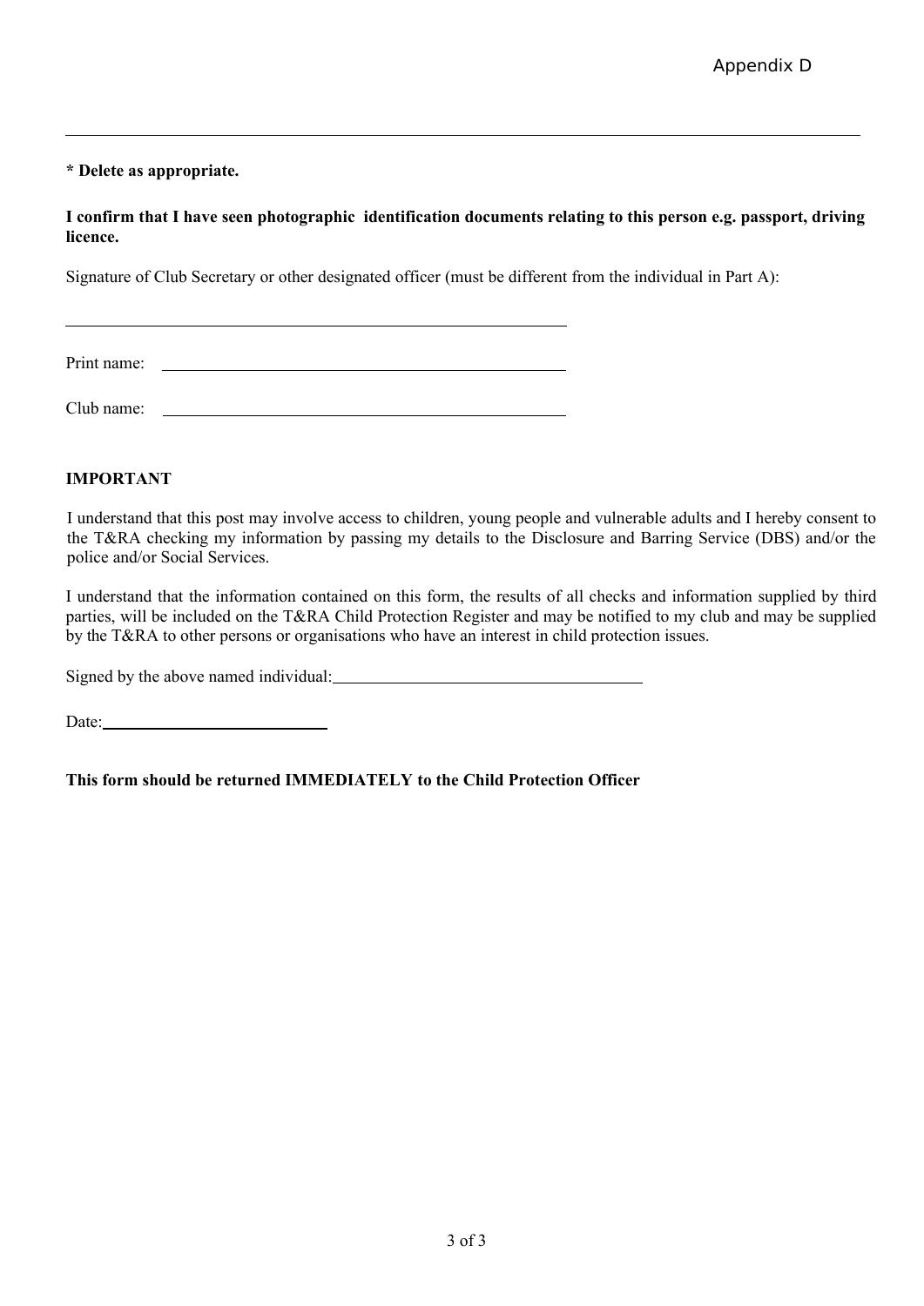**\* Delete as appropriate.**

**I confirm that I have seen photographic identification documents relating to this person e.g. passport, driving licence.**

Signature of Club Secretary or other designated officer (must be different from the individual in Part A):

\_\_\_\_\_\_\_\_\_\_\_\_\_\_\_\_\_\_\_\_\_\_\_\_\_\_\_\_\_\_\_\_\_\_\_\_\_\_\_\_\_\_\_\_

Print name: \_\_\_\_\_\_\_\_\_\_\_\_\_\_\_\_\_\_\_\_\_\_\_\_\_\_\_\_\_\_\_\_\_\_\_\_

Club name: \_\_\_\_\_\_\_\_\_\_\_\_\_\_\_\_\_\_\_\_\_\_\_\_\_\_\_\_\_\_\_\_\_\_\_\_

**IMPORTANT**

I understand that this post may involve access to children, young people and vulnerable adults and I hereby consent to the T&RA checking my information by passing my details to the Disclosure and Barring Service (DBS) and/or the police and/or Social Services.

I understand that the information contained on this form, the results of all checks and information supplied by third parties, will be included on the T&RA Child Protection Register and may be notified to my club and may be supplied by the T&RA to other persons or organisations who have an interest in child protection issues.

Signed by the above named individual: \_\_\_\_\_\_\_\_\_\_\_\_\_\_\_\_\_\_\_\_\_\_\_\_\_\_\_\_

Date: \_\_\_\_\_\_\_\_\_\_\_\_\_\_\_\_\_\_\_\_\_\_

**This form should be returned IMMEDIATELY to the Child Protection Officer**